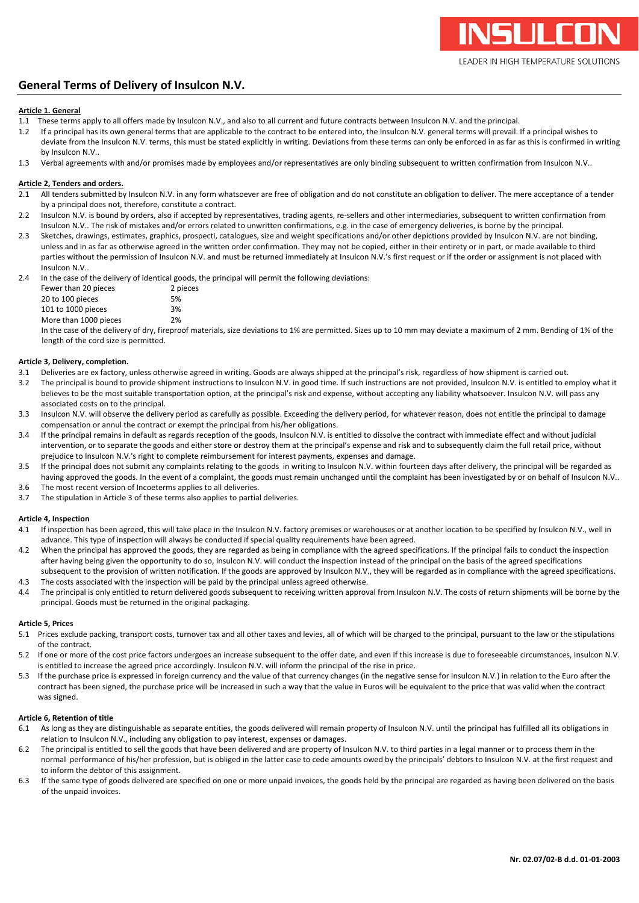INSULCON

LEADER IN HIGH TEMPERATURE SOLUTIONS

# General Terms of Delivery of Insulcon N.V.

## Article 1. General

1.1 These terms apply to all offers made by Insulcon N.V., and also to all current and future contracts between Insulcon N.V. and the principal.

1.2 If a principal has its own general terms that are applicable to the contract to be entered into, the Insulcon N.V. general terms will prevail. If a principal wishes to deviate from the Insulcon N.V. terms, this must be stated explicitly in writing. Deviations from these terms can only be enforced in as far as this is confirmed in writing by Insulcon N.V..

1.3 Verbal agreements with and/or promises made by employees and/or representatives are only binding subsequent to written confirmation from Insulcon N.V..

## Article 2, Tenders and orders.

2.1 All tenders submitted by Insulcon N.V. in any form whatsoever are free of obligation and do not constitute an obligation to deliver. The mere acceptance of a tender by a principal does not, therefore, constitute a contract.

2.2 Insulcon N.V. is bound by orders, also if accepted by representatives, trading agents, re-sellers and other intermediaries, subsequent to written confirmation from Insulcon N.V.. The risk of mistakes and/or errors related to unwritten confirmations, e.g. in the case of emergency deliveries, is borne by the principal.

2.3 Sketches, drawings, estimates, graphics, prospecti, catalogues, size and weight specifications and/or other depictions provided by Insulcon N.V. are not binding, unless and in as far as otherwise agreed in the written order confirmation. They may not be copied, either in their entirety or in part, or made available to third parties without the permission of Insulcon N.V. and must be returned immediately at Insulcon N.V.'s first request or if the order or assignment is not placed with Insulcon N.V..

2.4 In the case of the delivery of identical goods, the principal will permit the following deviations:

| | |
|---|---|
| Fewer than 20 pieces | 2 pieces |
| 20 to 100 pieces | 5% |
| 101 to 1000 pieces | 3% |
| More than 1000 pieces | 2% |

In the case of the delivery of dry, fireproof materials, size deviations to 1% are permitted. Sizes up to 10 mm may deviate a maximum of 2 mm. Bending of 1% of the length of the cord size is permitted.

## Article 3, Delivery, completion.

3.1 Deliveries are ex factory, unless otherwise agreed in writing. Goods are always shipped at the principal's risk, regardless of how shipment is carried out.

3.2 The principal is bound to provide shipment instructions to Insulcon N.V. in good time. If such instructions are not provided, Insulcon N.V. is entitled to employ what it believes to be the most suitable transportation option, at the principal's risk and expense, without accepting any liability whatsoever. Insulcon N.V. will pass any associated costs on to the principal.

3.3 Insulcon N.V. will observe the delivery period as carefully as possible. Exceeding the delivery period, for whatever reason, does not entitle the principal to damage compensation or annul the contract or exempt the principal from his/her obligations.

3.4 If the principal remains in default as regards reception of the goods, Insulcon N.V. is entitled to dissolve the contract with immediate effect and without judicial intervention, or to separate the goods and either store or destroy them at the principal's expense and risk and to subsequently claim the full retail price, without prejudice to Insulcon N.V.'s right to complete reimbursement for interest payments, expenses and damage.

3.5 If the principal does not submit any complaints relating to the goods in writing to Insulcon N.V. within fourteen days after delivery, the principal will be regarded as having approved the goods. In the event of a complaint, the goods must remain unchanged until the complaint has been investigated by or on behalf of Insulcon N.V..

3.6 The most recent version of Incoeterms applies to all deliveries.

3.7 The stipulation in Article 3 of these terms also applies to partial deliveries.

## Article 4, Inspection

4.1 If inspection has been agreed, this will take place in the Insulcon N.V. factory premises or warehouses or at another location to be specified by Insulcon N.V., well in advance. This type of inspection will always be conducted if special quality requirements have been agreed.

4.2 When the principal has approved the goods, they are regarded as being in compliance with the agreed specifications. If the principal fails to conduct the inspection after having being given the opportunity to do so, Insulcon N.V. will conduct the inspection instead of the principal on the basis of the agreed specifications subsequent to the provision of written notification. If the goods are approved by Insulcon N.V., they will be regarded as in compliance with the agreed specifications.

4.3 The costs associated with the inspection will be paid by the principal unless agreed otherwise.

4.4 The principal is only entitled to return delivered goods subsequent to receiving written approval from Insulcon N.V. The costs of return shipments will be borne by the principal. Goods must be returned in the original packaging.

## Article 5, Prices

5.1 Prices exclude packing, transport costs, turnover tax and all other taxes and levies, all of which will be charged to the principal, pursuant to the law or the stipulations of the contract.

5.2 If one or more of the cost price factors undergoes an increase subsequent to the offer date, and even if this increase is due to foreseeable circumstances, Insulcon N.V. is entitled to increase the agreed price accordingly. Insulcon N.V. will inform the principal of the rise in price.

5.3 If the purchase price is expressed in foreign currency and the value of that currency changes (in the negative sense for Insulcon N.V.) in relation to the Euro after the contract has been signed, the purchase price will be increased in such a way that the value in Euros will be equivalent to the price that was valid when the contract was signed.

## Article 6, Retention of title

6.1 As long as they are distinguishable as separate entities, the goods delivered will remain property of Insulcon N.V. until the principal has fulfilled all its obligations in relation to Insulcon N.V., including any obligation to pay interest, expenses or damages.

6.2 The principal is entitled to sell the goods that have been delivered and are property of Insulcon N.V. to third parties in a legal manner or to process them in the normal performance of his/her profession, but is obliged in the latter case to cede amounts owed by the principals' debtors to Insulcon N.V. at the first request and to inform the debtor of this assignment.

6.3 If the same type of goods delivered are specified on one or more unpaid invoices, the goods held by the principal are regarded as having been delivered on the basis of the unpaid invoices.

**Nr. 02.07/02-B d.d. 01-01-2003**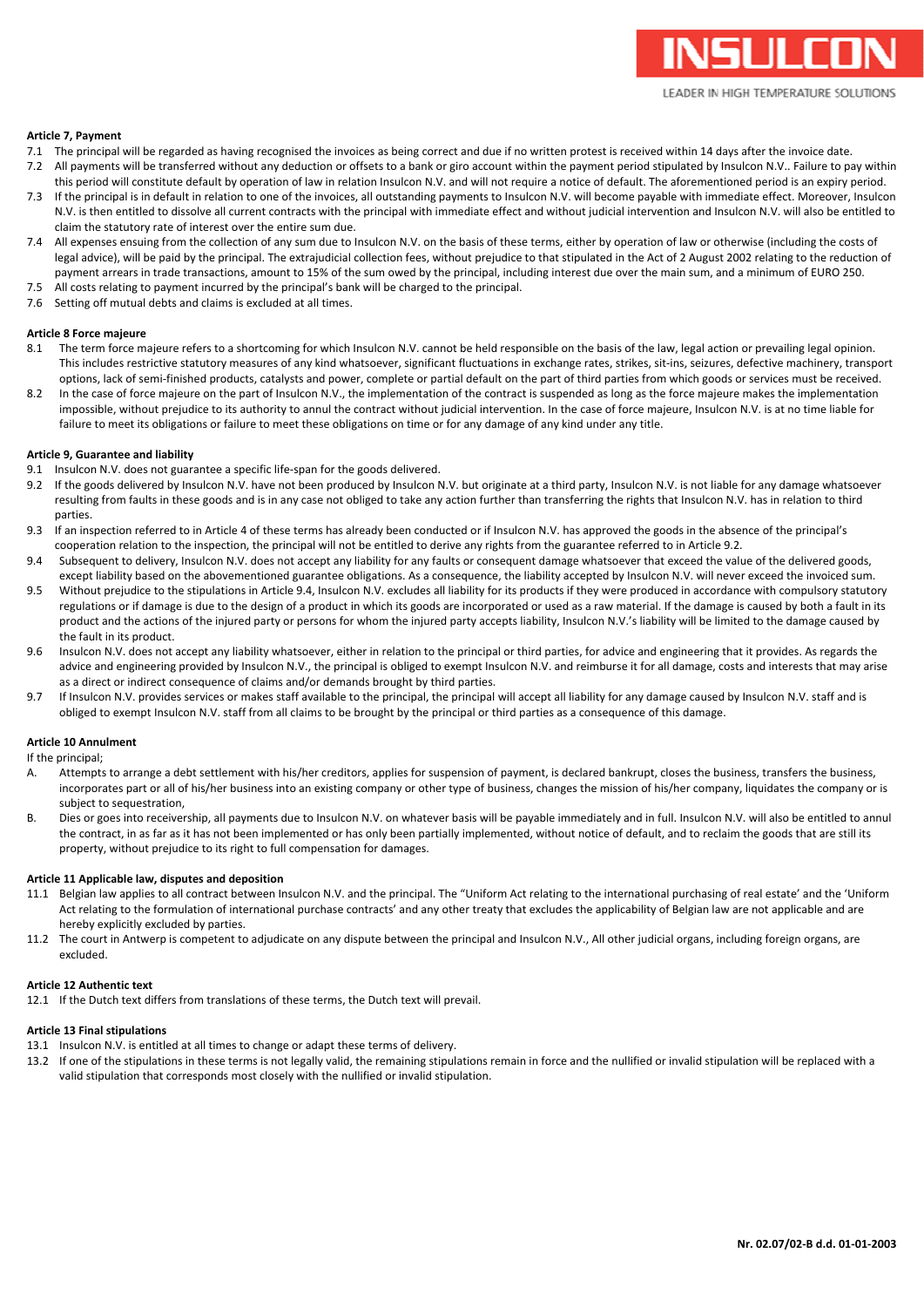**Article 7, Payment**

7.1 The principal will be regarded as having recognised the invoices as being correct and due if no written protest is received within 14 days after the invoice date.

7.2 All payments will be transferred without any deduction or offsets to a bank or giro account within the payment period stipulated by Insulcon N.V.. Failure to pay within this period will constitute default by operation of law in relation Insulcon N.V. and will not require a notice of default. The aforementioned period is an expiry period.

7.3 If the principal is in default in relation to one of the invoices, all outstanding payments to Insulcon N.V. will become payable with immediate effect. Moreover, Insulcon N.V. is then entitled to dissolve all current contracts with the principal with immediate effect and without judicial intervention and Insulcon N.V. will also be entitled to claim the statutory rate of interest over the entire sum due.

7.4 All expenses ensuing from the collection of any sum due to Insulcon N.V. on the basis of these terms, either by operation of law or otherwise (including the costs of legal advice), will be paid by the principal. The extrajudicial collection fees, without prejudice to that stipulated in the Act of 2 August 2002 relating to the reduction of payment arrears in trade transactions, amount to 15% of the sum owed by the principal, including interest due over the main sum, and a minimum of EURO 250.

7.5 All costs relating to payment incurred by the principal's bank will be charged to the principal.

7.6 Setting off mutual debts and claims is excluded at all times.

**Article 8 Force majeure**

8.1 The term force majeure refers to a shortcoming for which Insulcon N.V. cannot be held responsible on the basis of the law, legal action or prevailing legal opinion. This includes restrictive statutory measures of any kind whatsoever, significant fluctuations in exchange rates, strikes, sit-ins, seizures, defective machinery, transport options, lack of semi-finished products, catalysts and power, complete or partial default on the part of third parties from which goods or services must be received.

8.2 In the case of force majeure on the part of Insulcon N.V., the implementation of the contract is suspended as long as the force majeure makes the implementation impossible, without prejudice to its authority to annul the contract without judicial intervention. In the case of force majeure, Insulcon N.V. is at no time liable for failure to meet its obligations or failure to meet these obligations on time or for any damage of any kind under any title.

**Article 9, Guarantee and liability**

9.1 Insulcon N.V. does not guarantee a specific life-span for the goods delivered.

9.2 If the goods delivered by Insulcon N.V. have not been produced by Insulcon N.V. but originate at a third party, Insulcon N.V. is not liable for any damage whatsoever resulting from faults in these goods and is in any case not obliged to take any action further than transferring the rights that Insulcon N.V. has in relation to third parties.

9.3 If an inspection referred to in Article 4 of these terms has already been conducted or if Insulcon N.V. has approved the goods in the absence of the principal's cooperation relation to the inspection, the principal will not be entitled to derive any rights from the guarantee referred to in Article 9.2.

9.4 Subsequent to delivery, Insulcon N.V. does not accept any liability for any faults or consequent damage whatsoever that exceed the value of the delivered goods, except liability based on the abovementioned guarantee obligations. As a consequence, the liability accepted by Insulcon N.V. will never exceed the invoiced sum.

9.5 Without prejudice to the stipulations in Article 9.4, Insulcon N.V. excludes all liability for its products if they were produced in accordance with compulsory statutory regulations or if damage is due to the design of a product in which its goods are incorporated or used as a raw material. If the damage is caused by both a fault in its product and the actions of the injured party or persons for whom the injured party accepts liability, Insulcon N.V.'s liability will be limited to the damage caused by the fault in its product.

9.6 Insulcon N.V. does not accept any liability whatsoever, either in relation to the principal or third parties, for advice and engineering that it provides. As regards the advice and engineering provided by Insulcon N.V., the principal is obliged to exempt Insulcon N.V. and reimburse it for all damage, costs and interests that may arise as a direct or indirect consequence of claims and/or demands brought by third parties.

9.7 If Insulcon N.V. provides services or makes staff available to the principal, the principal will accept all liability for any damage caused by Insulcon N.V. staff and is obliged to exempt Insulcon N.V. staff from all claims to be brought by the principal or third parties as a consequence of this damage.

**Article 10 Annulment**

If the principal;

A. Attempts to arrange a debt settlement with his/her creditors, applies for suspension of payment, is declared bankrupt, closes the business, transfers the business, incorporates part or all of his/her business into an existing company or other type of business, changes the mission of his/her company, liquidates the company or is subject to sequestration,

B. Dies or goes into receivership, all payments due to Insulcon N.V. on whatever basis will be payable immediately and in full. Insulcon N.V. will also be entitled to annul the contract, in as far as it has not been implemented or has only been partially implemented, without notice of default, and to reclaim the goods that are still its property, without prejudice to its right to full compensation for damages.

**Article 11 Applicable law, disputes and deposition**

11.1 Belgian law applies to all contract between Insulcon N.V. and the principal. The "Uniform Act relating to the international purchasing of real estate' and the 'Uniform Act relating to the formulation of international purchase contracts' and any other treaty that excludes the applicability of Belgian law are not applicable and are hereby explicitly excluded by parties.

11.2 The court in Antwerp is competent to adjudicate on any dispute between the principal and Insulcon N.V., All other judicial organs, including foreign organs, are excluded.

**Article 12 Authentic text**

12.1 If the Dutch text differs from translations of these terms, the Dutch text will prevail.

**Article 13 Final stipulations**

13.1 Insulcon N.V. is entitled at all times to change or adapt these terms of delivery.

13.2 If one of the stipulations in these terms is not legally valid, the remaining stipulations remain in force and the nullified or invalid stipulation will be replaced with a valid stipulation that corresponds most closely with the nullified or invalid stipulation.

**Nr. 02.07/02-B d.d. 01-01-2003**